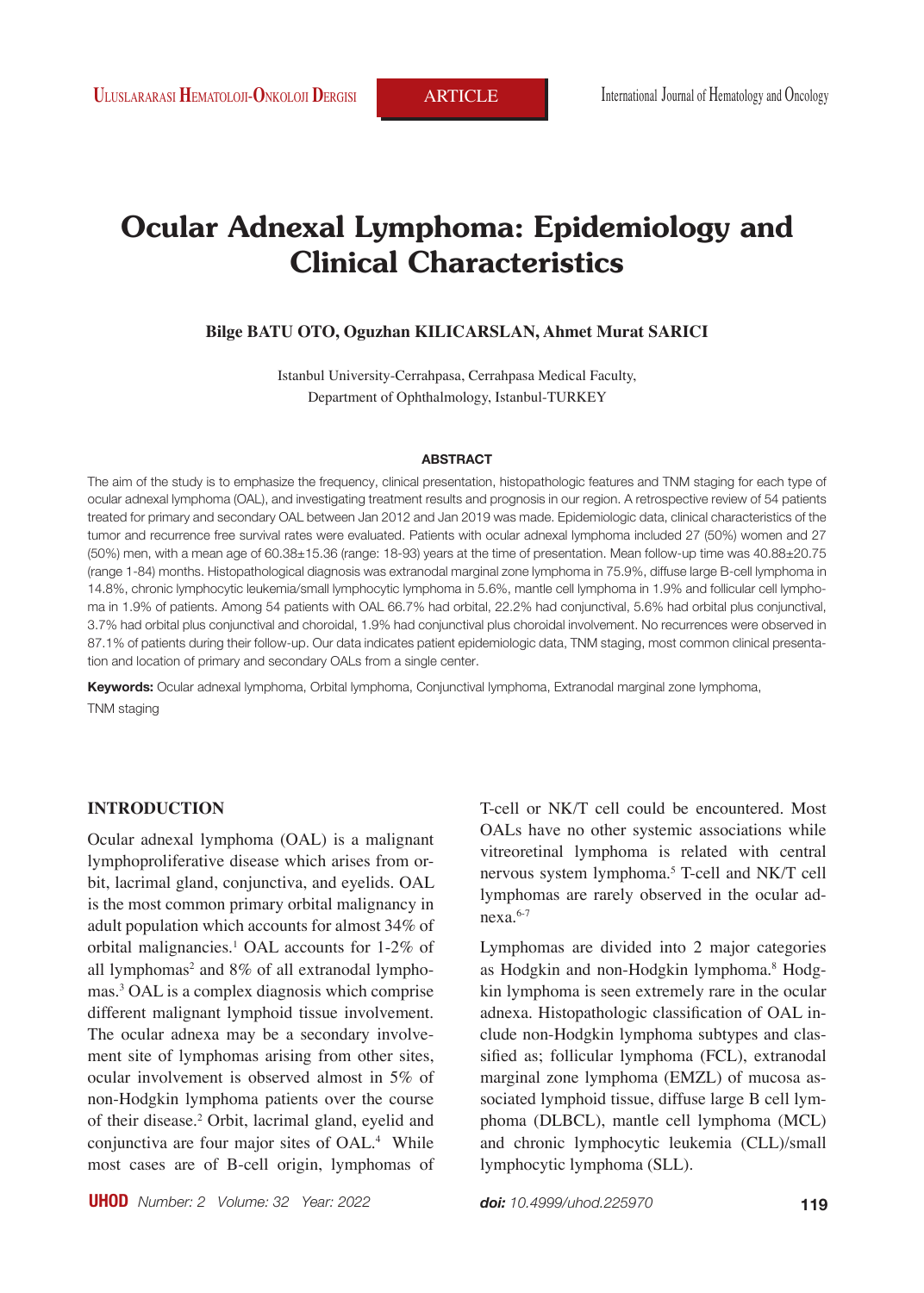# Ocular Adnexal Lymphoma: Epidemiology and Clinical Characteristics

**Bilge BATU OTO, Oguzhan KILICARSLAN, Ahmet Murat SARICI**

Istanbul University-Cerrahpasa, Cerrahpasa Medical Faculty, Department of Ophthalmology, Istanbul-TURKEY

#### ABSTRACT

The aim of the study is to emphasize the frequency, clinical presentation, histopathologic features and TNM staging for each type of ocular adnexal lymphoma (OAL), and investigating treatment results and prognosis in our region. A retrospective review of 54 patients treated for primary and secondary OAL between Jan 2012 and Jan 2019 was made. Epidemiologic data, clinical characteristics of the tumor and recurrence free survival rates were evaluated. Patients with ocular adnexal lymphoma included 27 (50%) women and 27 (50%) men, with a mean age of 60.38±15.36 (range: 18-93) years at the time of presentation. Mean follow-up time was 40.88±20.75 (range 1-84) months. Histopathological diagnosis was extranodal marginal zone lymphoma in 75.9%, diffuse large B-cell lymphoma in 14.8%, chronic lymphocytic leukemia/small lymphocytic lymphoma in 5.6%, mantle cell lymphoma in 1.9% and follicular cell lymphoma in 1.9% of patients. Among 54 patients with OAL 66.7% had orbital, 22.2% had conjunctival, 5.6% had orbital plus conjunctival, 3.7% had orbital plus conjunctival and choroidal, 1.9% had conjunctival plus choroidal involvement. No recurrences were observed in 87.1% of patients during their follow-up. Our data indicates patient epidemiologic data, TNM staging, most common clinical presentation and location of primary and secondary OALs from a single center.

**Keywords:** Ocular adnexal lymphoma, Orbital lymphoma, Conjunctival lymphoma, Extranodal marginal zone lymphoma, TNM staging

## INTRODUCTION

Ocular adnexal lymphoma (OAL) is a malignant lymphoproliferative disease which arises from orbit, lacrimal gland, conjunctiva, and eyelids. OAL is the most common primary orbital malignancy in adult population which accounts for almost 34% of orbital malignancies.[1] OAL accounts for 1-2% of all lymphomas[2] and 8% of all extranodal lymphomas.[3] OAL is a complex diagnosis which comprise different malignant lymphoid tissue involvement. The ocular adnexa may be a secondary involvement site of lymphomas arising from other sites, ocular involvement is observed almost in 5% of non-Hodgkin lymphoma patients over the course of their disease.[2] Orbit, lacrimal gland, eyelid and conjunctiva are four major sites of OAL.[4] While most cases are of B-cell origin, lymphomas of T-cell or NK/T cell could be encountered. Most OALs have no other systemic associations while vitreoretinal lymphoma is related with central nervous system lymphoma.[5] T-cell and NK/T cell lymphomas are rarely observed in the ocular adnexa.[6-7]

Lymphomas are divided into 2 major categories as Hodgkin and non-Hodgkin lymphoma.[8] Hodgkin lymphoma is seen extremely rare in the ocular adnexa. Histopathologic classification of OAL include non-Hodgkin lymphoma subtypes and classified as; follicular lymphoma (FCL), extranodal marginal zone lymphoma (EMZL) of mucosa associated lymphoid tissue, diffuse large B cell lymphoma (DLBCL), mantle cell lymphoma (MCL) and chronic lymphocytic leukemia (CLL)/small lymphocytic lymphoma (SLL).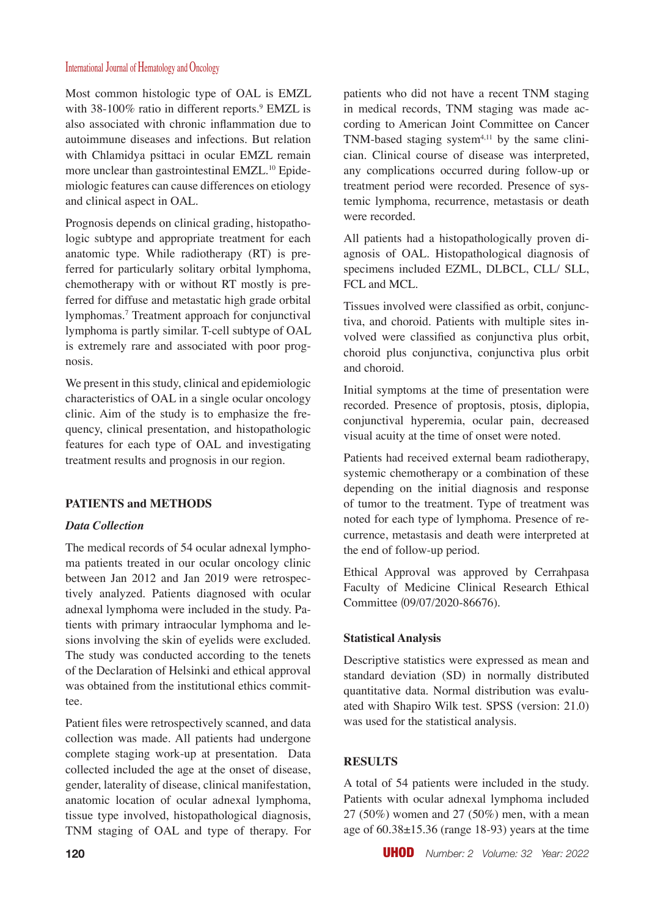Most common histologic type of OAL is EMZL with 38-100% ratio in different reports.[9] EMZL is also associated with chronic inflammation due to autoimmune diseases and infections. But relation with Chlamidya psittaci in ocular EMZL remain more unclear than gastrointestinal EMZL.[10] Epidemiologic features can cause differences on etiology and clinical aspect in OAL.

Prognosis depends on clinical grading, histopathologic subtype and appropriate treatment for each anatomic type. While radiotherapy (RT) is preferred for particularly solitary orbital lymphoma, chemotherapy with or without RT mostly is preferred for diffuse and metastatic high grade orbital lymphomas.[7] Treatment approach for conjunctival lymphoma is partly similar. T-cell subtype of OAL is extremely rare and associated with poor prognosis.

We present in this study, clinical and epidemiologic characteristics of OAL in a single ocular oncology clinic. Aim of the study is to emphasize the frequency, clinical presentation, and histopathologic features for each type of OAL and investigating treatment results and prognosis in our region.

## PATIENTS and METHODS

### *Data Collection*

The medical records of 54 ocular adnexal lymphoma patients treated in our ocular oncology clinic between Jan 2012 and Jan 2019 were retrospectively analyzed. Patients diagnosed with ocular adnexal lymphoma were included in the study. Patients with primary intraocular lymphoma and lesions involving the skin of eyelids were excluded. The study was conducted according to the tenets of the Declaration of Helsinki and ethical approval was obtained from the institutional ethics committee.

Patient files were retrospectively scanned, and data collection was made. All patients had undergone complete staging work-up at presentation. Data collected included the age at the onset of disease, gender, laterality of disease, clinical manifestation, anatomic location of ocular adnexal lymphoma, tissue type involved, histopathological diagnosis, TNM staging of OAL and type of therapy. For patients who did not have a recent TNM staging in medical records, TNM staging was made according to American Joint Committee on Cancer TNM-based staging system[4,11] by the same clinician. Clinical course of disease was interpreted, any complications occurred during follow-up or treatment period were recorded. Presence of systemic lymphoma, recurrence, metastasis or death were recorded.

All patients had a histopathologically proven diagnosis of OAL. Histopathological diagnosis of specimens included EZML, DLBCL, CLL/ SLL, FCL and MCL.

Tissues involved were classified as orbit, conjunctiva, and choroid. Patients with multiple sites involved were classified as conjunctiva plus orbit, choroid plus conjunctiva, conjunctiva plus orbit and choroid.

Initial symptoms at the time of presentation were recorded. Presence of proptosis, ptosis, diplopia, conjunctival hyperemia, ocular pain, decreased visual acuity at the time of onset were noted.

Patients had received external beam radiotherapy, systemic chemotherapy or a combination of these depending on the initial diagnosis and response of tumor to the treatment. Type of treatment was noted for each type of lymphoma. Presence of recurrence, metastasis and death were interpreted at the end of follow-up period.

Ethical Approval was approved by Cerrahpasa Faculty of Medicine Clinical Research Ethical Committee (09/07/2020-86676).

### Statistical Analysis

Descriptive statistics were expressed as mean and standard deviation (SD) in normally distributed quantitative data. Normal distribution was evaluated with Shapiro Wilk test. SPSS (version: 21.0) was used for the statistical analysis.

## RESULTS

A total of 54 patients were included in the study. Patients with ocular adnexal lymphoma included 27 (50%) women and 27 (50%) men, with a mean age of 60.38±15.36 (range 18-93) years at the time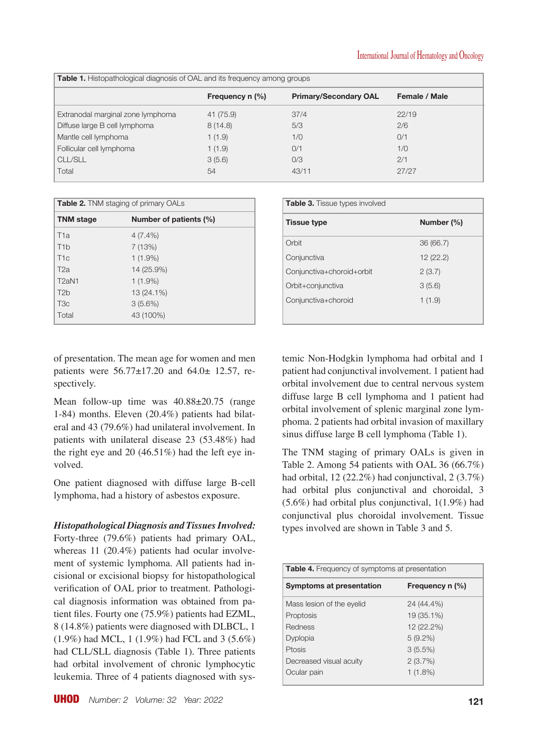**Table 1.** Histopathological diagnosis of OAL and its frequency among groups

| | Frequency n (%) | Primary/Secondary OAL | Female / Male |
|---|---|---|---|
| Extranodal marginal zone lymphoma | 41 (75.9) | 37/4 | 22/19 |
| Diffuse large B cell lymphoma | 8 (14.8) | 5/3 | 2/6 |
| Mantle cell lymphoma | 1 (1.9) | 1/0 | 0/1 |
| Follicular cell lymphoma | 1 (1.9) | 0/1 | 1/0 |
| CLL/SLL | 3 (5.6) | 0/3 | 2/1 |
| Total | 54 | 43/11 | 27/27 |

**Table 2.** TNM staging of primary OALs

| TNM stage | Number of patients (%) |
|---|---|
| T1a | 4 (7.4%) |
| T1b | 7 (13%) |
| T1c | 1 (1.9%) |
| T2a | 14 (25.9%) |
| T2aN1 | 1 (1.9%) |
| T2b | 13 (24.1%) |
| T3c | 3 (5.6%) |
| Total | 43 (100%) |

**Table 3.** Tissue types involved

| Tissue type | Number (%) |
|---|---|
| Orbit | 36 (66.7) |
| Conjunctiva | 12 (22.2) |
| Conjunctiva+choroid+orbit | 2 (3.7) |
| Orbit+conjunctiva | 3 (5.6) |
| Conjunctiva+choroid | 1 (1.9) |

of presentation. The mean age for women and men patients were 56.77±17.20 and 64.0± 12.57, respectively.

Mean follow-up time was 40.88±20.75 (range 1-84) months. Eleven (20.4%) patients had bilateral and 43 (79.6%) had unilateral involvement. In patients with unilateral disease 23 (53.48%) had the right eye and 20 (46.51%) had the left eye involved.

One patient diagnosed with diffuse large B-cell lymphoma, had a history of asbestos exposure.

***Histopathological Diagnosis and Tissues Involved:*** Forty-three (79.6%) patients had primary OAL, whereas 11 (20.4%) patients had ocular involvement of systemic lymphoma. All patients had incisional or excisional biopsy for histopathological verification of OAL prior to treatment. Pathological diagnosis information was obtained from patient files. Fourty one (75.9%) patients had EZML, 8 (14.8%) patients were diagnosed with DLBCL, 1 (1.9%) had MCL, 1 (1.9%) had FCL and 3 (5.6%) had CLL/SLL diagnosis (Table 1). Three patients had orbital involvement of chronic lymphocytic leukemia. Three of 4 patients diagnosed with systemic Non-Hodgkin lymphoma had orbital and 1 patient had conjunctival involvement. 1 patient had orbital involvement due to central nervous system diffuse large B cell lymphoma and 1 patient had orbital involvement of splenic marginal zone lymphoma. 2 patients had orbital invasion of maxillary sinus diffuse large B cell lymphoma (Table 1).

The TNM staging of primary OALs is given in Table 2. Among 54 patients with OAL 36 (66.7%) had orbital, 12 (22.2%) had conjunctival, 2 (3.7%) had orbital plus conjunctival and choroidal, 3 (5.6%) had orbital plus conjunctival, 1(1.9%) had conjunctival plus choroidal involvement. Tissue types involved are shown in Table 3 and 5.

**Table 4.** Frequency of symptoms at presentation

| Symptoms at presentation | Frequency n (%) |
|---|---|
| Mass lesion of the eyelid | 24 (44.4%) |
| Proptosis | 19 (35.1%) |
| Redness | 12 (22.2%) |
| Dyplopia | 5 (9.2%) |
| Ptosis | 3 (5.5%) |
| Decreased visual acuity | 2 (3.7%) |
| Ocular pain | 1 (1.8%) |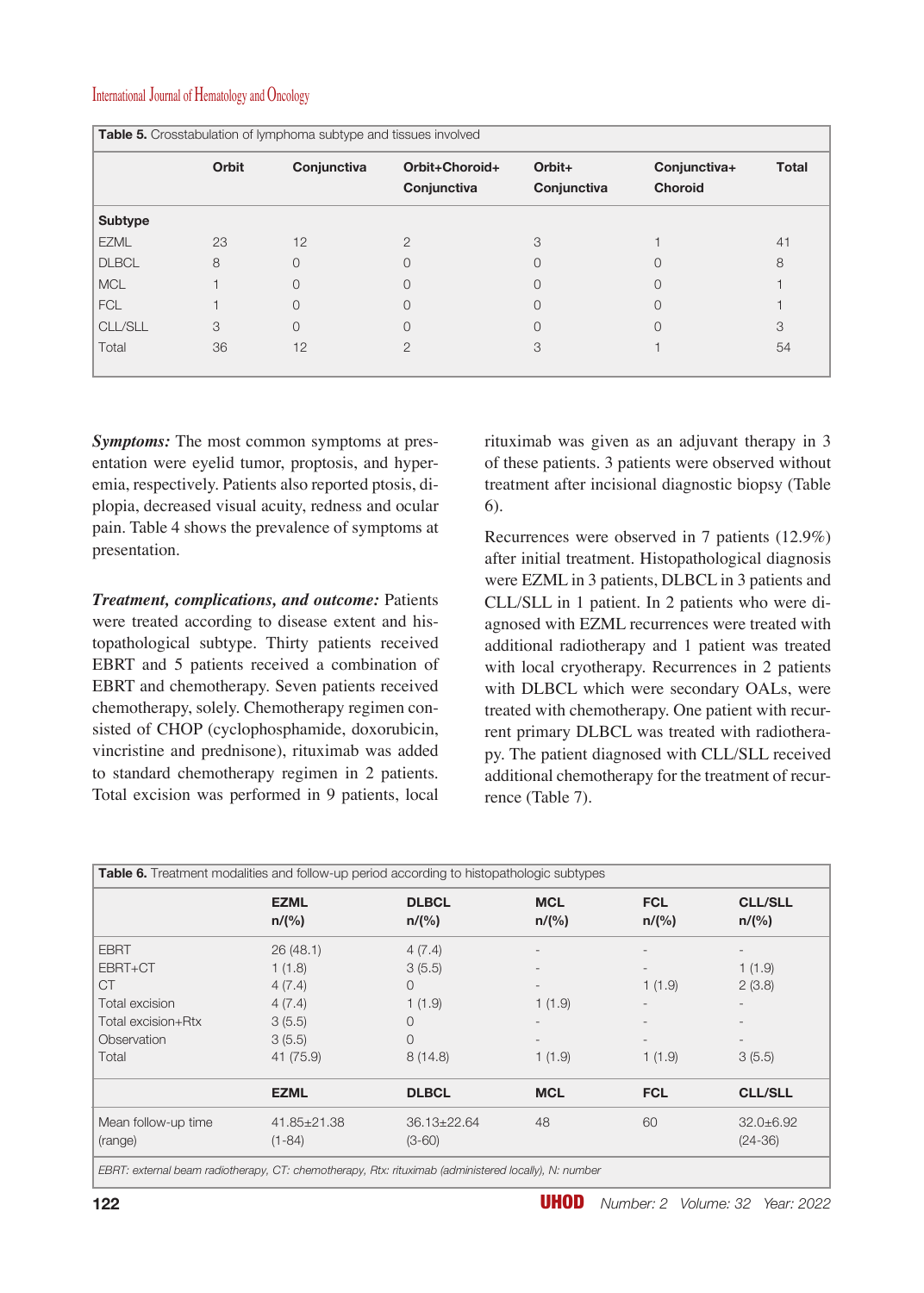**Table 5.** Crosstabulation of lymphoma subtype and tissues involved

| | Orbit | Conjunctiva | Orbit+Choroid+Conjunctiva | Orbit+Conjunctiva | Conjunctiva+Choroid | Total |
|---|---|---|---|---|---|---|
| **Subtype** | | | | | | |
| EZML | 23 | 12 | 2 | 3 | 1 | 41 |
| DLBCL | 8 | 0 | 0 | 0 | 0 | 8 |
| MCL | 1 | 0 | 0 | 0 | 0 | 1 |
| FCL | 1 | 0 | 0 | 0 | 0 | 1 |
| CLL/SLL | 3 | 0 | 0 | 0 | 0 | 3 |
| Total | 36 | 12 | 2 | 3 | 1 | 54 |

***Symptoms:*** The most common symptoms at presentation were eyelid tumor, proptosis, and hyperemia, respectively. Patients also reported ptosis, diplopia, decreased visual acuity, redness and ocular pain. Table 4 shows the prevalence of symptoms at presentation.

***Treatment, complications, and outcome:*** Patients were treated according to disease extent and histopathological subtype. Thirty patients received EBRT and 5 patients received a combination of EBRT and chemotherapy. Seven patients received chemotherapy, solely. Chemotherapy regimen consisted of CHOP (cyclophosphamide, doxorubicin, vincristine and prednisone), rituximab was added to standard chemotherapy regimen in 2 patients. Total excision was performed in 9 patients, local rituximab was given as an adjuvant therapy in 3 of these patients. 3 patients were observed without treatment after incisional diagnostic biopsy (Table 6).

Recurrences were observed in 7 patients (12.9%) after initial treatment. Histopathological diagnosis were EZML in 3 patients, DLBCL in 3 patients and CLL/SLL in 1 patient. In 2 patients who were diagnosed with EZML recurrences were treated with additional radiotherapy and 1 patient was treated with local cryotherapy. Recurrences in 2 patients with DLBCL which were secondary OALs, were treated with chemotherapy. One patient with recurrent primary DLBCL was treated with radiotherapy. The patient diagnosed with CLL/SLL received additional chemotherapy for the treatment of recurrence (Table 7).

**Table 6.** Treatment modalities and follow-up period according to histopathologic subtypes

| | EZML n/(%) | DLBCL n/(%) | MCL n/(%) | FCL n/(%) | CLL/SLL n/(%) |
|---|---|---|---|---|---|
| EBRT | 26 (48.1) | 4 (7.4) | - | - | - |
| EBRT+CT | 1 (1.8) | 3 (5.5) | - | - | 1 (1.9) |
| CT | 4 (7.4) | 0 | - | 1 (1.9) | 2 (3.8) |
| Total excision | 4 (7.4) | 1 (1.9) | 1 (1.9) | - | - |
| Total excision+Rtx | 3 (5.5) | 0 | - | - | - |
| Observation | 3 (5.5) | 0 | - | - | - |
| Total | 41 (75.9) | 8 (14.8) | 1 (1.9) | 1 (1.9) | 3 (5.5) |
| | **EZML** | **DLBCL** | **MCL** | **FCL** | **CLL/SLL** |
| Mean follow-up time (range) | 41.85±21.38 (1-84) | 36.13±22.64 (3-60) | 48 | 60 | 32.0±6.92 (24-36) |

*EBRT: external beam radiotherapy, CT: chemotherapy, Rtx: rituximab (administered locally), N: number*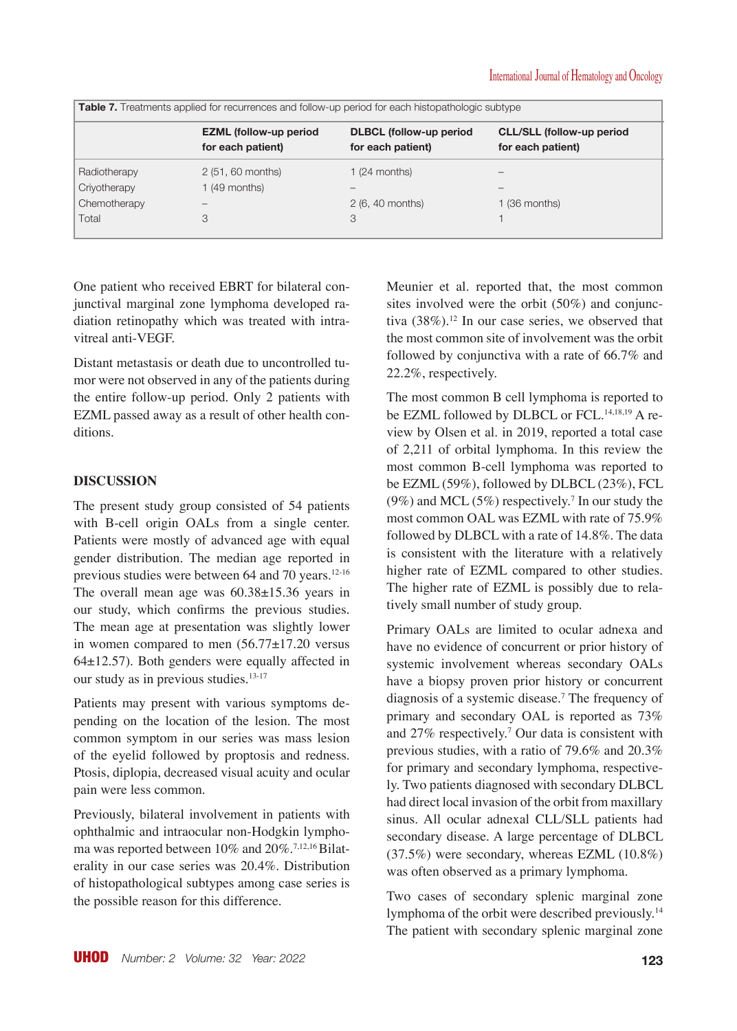**Table 7.** Treatments applied for recurrences and follow-up period for each histopathologic subtype

| | EZML (follow-up period for each patient) | DLBCL (follow-up period for each patient) | CLL/SLL (follow-up period for each patient) |
|---|---|---|---|
| Radiotherapy | 2 (51, 60 months) | 1 (24 months) | – |
| Criyotherapy | 1 (49 months) | – | – |
| Chemotherapy | – | 2 (6, 40 months) | 1 (36 months) |
| Total | 3 | 3 | 1 |

One patient who received EBRT for bilateral conjunctival marginal zone lymphoma developed radiation retinopathy which was treated with intravitreal anti-VEGF.

Distant metastasis or death due to uncontrolled tumor were not observed in any of the patients during the entire follow-up period. Only 2 patients with EZML passed away as a result of other health conditions.

## DISCUSSION

The present study group consisted of 54 patients with B-cell origin OALs from a single center. Patients were mostly of advanced age with equal gender distribution. The median age reported in previous studies were between 64 and 70 years.[12-16] The overall mean age was 60.38±15.36 years in our study, which confirms the previous studies. The mean age at presentation was slightly lower in women compared to men (56.77±17.20 versus 64±12.57). Both genders were equally affected in our study as in previous studies.[13-17]

Patients may present with various symptoms depending on the location of the lesion. The most common symptom in our series was mass lesion of the eyelid followed by proptosis and redness. Ptosis, diplopia, decreased visual acuity and ocular pain were less common.

Previously, bilateral involvement in patients with ophthalmic and intraocular non-Hodgkin lymphoma was reported between 10% and 20%.[7,12,16] Bilaterality in our case series was 20.4%. Distribution of histopathological subtypes among case series is the possible reason for this difference.

Meunier et al. reported that, the most common sites involved were the orbit (50%) and conjunctiva (38%).[12] In our case series, we observed that the most common site of involvement was the orbit followed by conjunctiva with a rate of 66.7% and 22.2%, respectively.

The most common B cell lymphoma is reported to be EZML followed by DLBCL or FCL.[14,18,19] A review by Olsen et al. in 2019, reported a total case of 2,211 of orbital lymphoma. In this review the most common B-cell lymphoma was reported to be EZML (59%), followed by DLBCL (23%), FCL (9%) and MCL (5%) respectively.[7] In our study the most common OAL was EZML with rate of 75.9% followed by DLBCL with a rate of 14.8%. The data is consistent with the literature with a relatively higher rate of EZML compared to other studies. The higher rate of EZML is possibly due to relatively small number of study group.

Primary OALs are limited to ocular adnexa and have no evidence of concurrent or prior history of systemic involvement whereas secondary OALs have a biopsy proven prior history or concurrent diagnosis of a systemic disease.[7] The frequency of primary and secondary OAL is reported as 73% and 27% respectively.[7] Our data is consistent with previous studies, with a ratio of 79.6% and 20.3% for primary and secondary lymphoma, respectively. Two patients diagnosed with secondary DLBCL had direct local invasion of the orbit from maxillary sinus. All ocular adnexal CLL/SLL patients had secondary disease. A large percentage of DLBCL (37.5%) were secondary, whereas EZML (10.8%) was often observed as a primary lymphoma.

Two cases of secondary splenic marginal zone lymphoma of the orbit were described previously.[14] The patient with secondary splenic marginal zone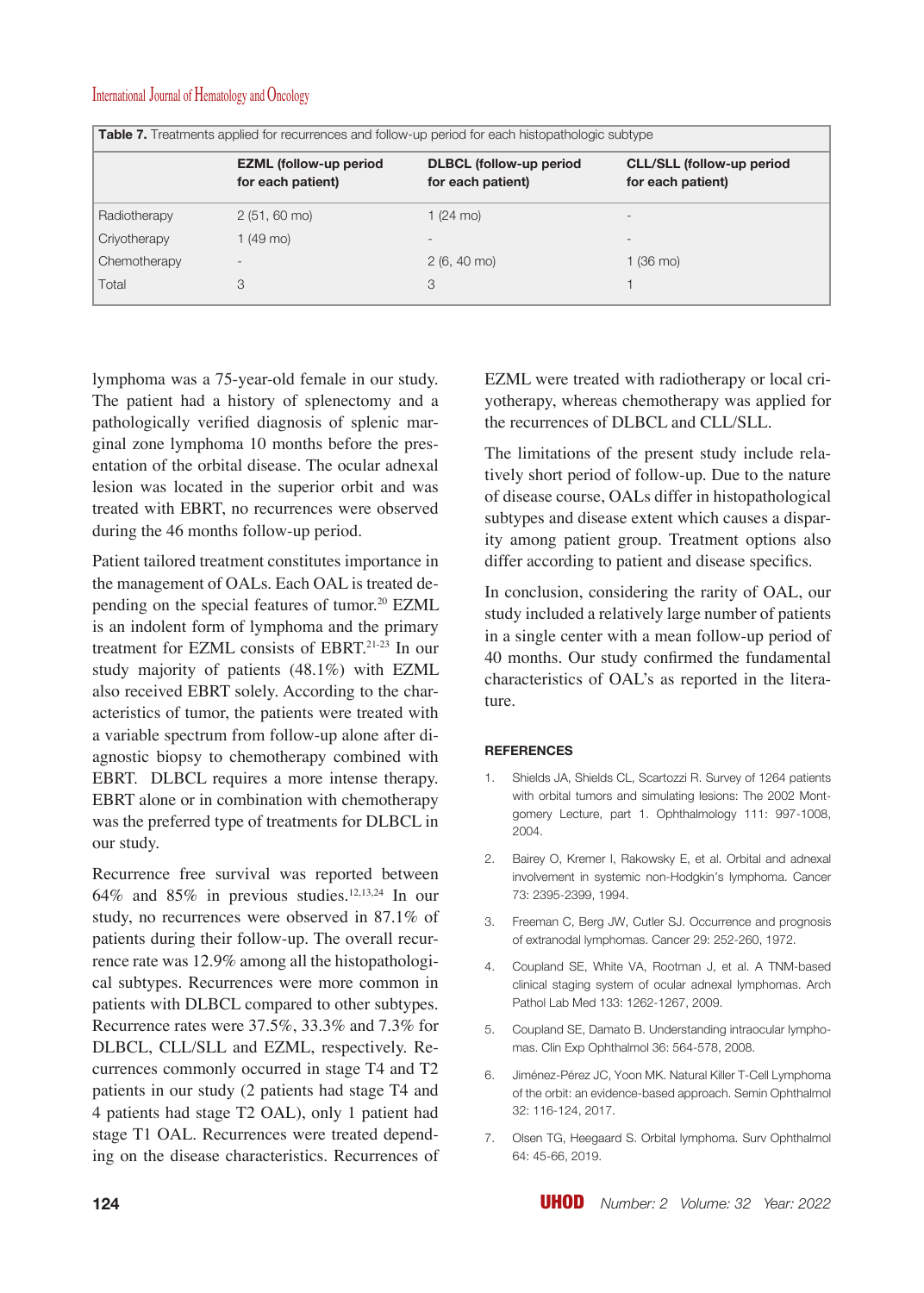**Table 7.** Treatments applied for recurrences and follow-up period for each histopathologic subtype

| | EZML (follow-up period for each patient) | DLBCL (follow-up period for each patient) | CLL/SLL (follow-up period for each patient) |
|---|---|---|---|
| Radiotherapy | 2 (51, 60 mo) | 1 (24 mo) | - |
| Criyotherapy | 1 (49 mo) | - | - |
| Chemotherapy | - | 2 (6, 40 mo) | 1 (36 mo) |
| Total | 3 | 3 | 1 |

lymphoma was a 75-year-old female in our study. The patient had a history of splenectomy and a pathologically verified diagnosis of splenic marginal zone lymphoma 10 months before the presentation of the orbital disease. The ocular adnexal lesion was located in the superior orbit and was treated with EBRT, no recurrences were observed during the 46 months follow-up period.

Patient tailored treatment constitutes importance in the management of OALs. Each OAL is treated depending on the special features of tumor.[20] EZML is an indolent form of lymphoma and the primary treatment for EZML consists of EBRT.[21-23] In our study majority of patients (48.1%) with EZML also received EBRT solely. According to the characteristics of tumor, the patients were treated with a variable spectrum from follow-up alone after diagnostic biopsy to chemotherapy combined with EBRT. DLBCL requires a more intense therapy. EBRT alone or in combination with chemotherapy was the preferred type of treatments for DLBCL in our study.

Recurrence free survival was reported between 64% and 85% in previous studies.[12,13,24] In our study, no recurrences were observed in 87.1% of patients during their follow-up. The overall recurrence rate was 12.9% among all the histopathological subtypes. Recurrences were more common in patients with DLBCL compared to other subtypes. Recurrence rates were 37.5%, 33.3% and 7.3% for DLBCL, CLL/SLL and EZML, respectively. Recurrences commonly occurred in stage T4 and T2 patients in our study (2 patients had stage T4 and 4 patients had stage T2 OAL), only 1 patient had stage T1 OAL. Recurrences were treated depending on the disease characteristics. Recurrences of EZML were treated with radiotherapy or local criyotherapy, whereas chemotherapy was applied for the recurrences of DLBCL and CLL/SLL.

The limitations of the present study include relatively short period of follow-up. Due to the nature of disease course, OALs differ in histopathological subtypes and disease extent which causes a disparity among patient group. Treatment options also differ according to patient and disease specifics.

In conclusion, considering the rarity of OAL, our study included a relatively large number of patients in a single center with a mean follow-up period of 40 months. Our study confirmed the fundamental characteristics of OAL's as reported in the literature.

## REFERENCES

1. Shields JA, Shields CL, Scartozzi R. Survey of 1264 patients with orbital tumors and simulating lesions: The 2002 Montgomery Lecture, part 1. Ophthalmology 111: 997-1008, 2004.
2. Bairey O, Kremer I, Rakowsky E, et al. Orbital and adnexal involvement in systemic non-Hodgkin's lymphoma. Cancer 73: 2395-2399, 1994.
3. Freeman C, Berg JW, Cutler SJ. Occurrence and prognosis of extranodal lymphomas. Cancer 29: 252-260, 1972.
4. Coupland SE, White VA, Rootman J, et al. A TNM-based clinical staging system of ocular adnexal lymphomas. Arch Pathol Lab Med 133: 1262-1267, 2009.
5. Coupland SE, Damato B. Understanding intraocular lymphomas. Clin Exp Ophthalmol 36: 564-578, 2008.
6. Jiménez-Pérez JC, Yoon MK. Natural Killer T-Cell Lymphoma of the orbit: an evidence-based approach. Semin Ophthalmol 32: 116-124, 2017.
7. Olsen TG, Heegaard S. Orbital lymphoma. Surv Ophthalmol 64: 45-66, 2019.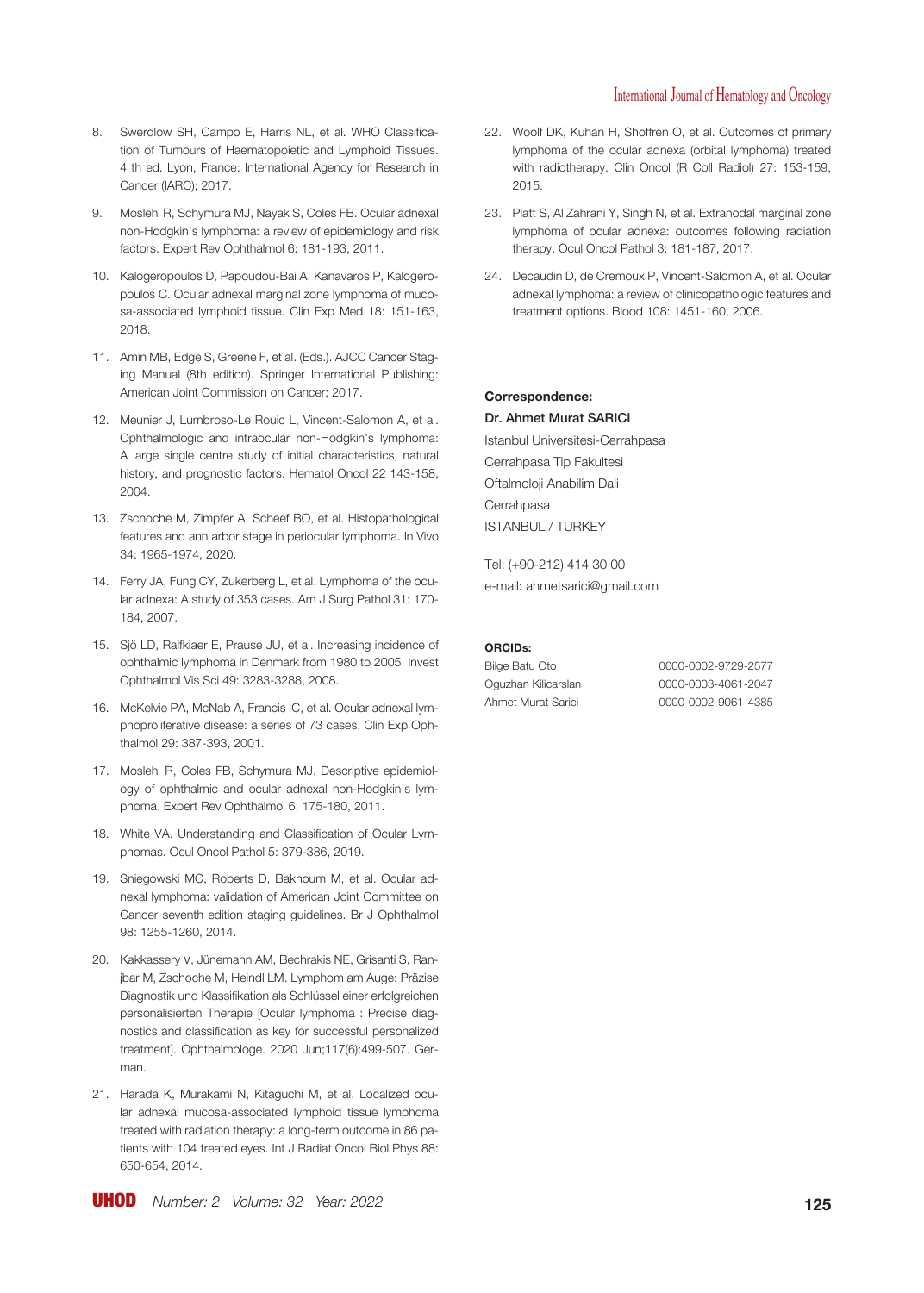8. Swerdlow SH, Campo E, Harris NL, et al. WHO Classification of Tumours of Haematopoietic and Lymphoid Tissues. 4 th ed. Lyon, France: International Agency for Research in Cancer (IARC); 2017.

9. Moslehi R, Schymura MJ, Nayak S, Coles FB. Ocular adnexal non-Hodgkin's lymphoma: a review of epidemiology and risk factors. Expert Rev Ophthalmol 6: 181-193, 2011.

10. Kalogeropoulos D, Papoudou-Bai A, Kanavaros P, Kalogeropoulos C. Ocular adnexal marginal zone lymphoma of mucosa-associated lymphoid tissue. Clin Exp Med 18: 151-163, 2018.

11. Amin MB, Edge S, Greene F, et al. (Eds.). AJCC Cancer Staging Manual (8th edition). Springer International Publishing: American Joint Commission on Cancer; 2017.

12. Meunier J, Lumbroso-Le Rouic L, Vincent-Salomon A, et al. Ophthalmologic and intraocular non-Hodgkin's lymphoma: A large single centre study of initial characteristics, natural history, and prognostic factors. Hematol Oncol 22 143-158, 2004.

13. Zschoche M, Zimpfer A, Scheef BO, et al. Histopathological features and ann arbor stage in periocular lymphoma. In Vivo 34: 1965-1974, 2020.

14. Ferry JA, Fung CY, Zukerberg L, et al. Lymphoma of the ocular adnexa: A study of 353 cases. Am J Surg Pathol 31: 170-184, 2007.

15. Sjö LD, Ralfkiaer E, Prause JU, et al. Increasing incidence of ophthalmic lymphoma in Denmark from 1980 to 2005. Invest Ophthalmol Vis Sci 49: 3283-3288, 2008.

16. McKelvie PA, McNab A, Francis IC, et al. Ocular adnexal lymphoproliferative disease: a series of 73 cases. Clin Exp Ophthalmol 29: 387-393, 2001.

17. Moslehi R, Coles FB, Schymura MJ. Descriptive epidemiology of ophthalmic and ocular adnexal non-Hodgkin's lymphoma. Expert Rev Ophthalmol 6: 175-180, 2011.

18. White VA. Understanding and Classification of Ocular Lymphomas. Ocul Oncol Pathol 5: 379-386, 2019.

19. Sniegowski MC, Roberts D, Bakhoum M, et al. Ocular adnexal lymphoma: validation of American Joint Committee on Cancer seventh edition staging guidelines. Br J Ophthalmol 98: 1255-1260, 2014.

20. Kakkassery V, Jünemann AM, Bechrakis NE, Grisanti S, Ranjbar M, Zschoche M, Heindl LM. Lymphom am Auge: Präzise Diagnostik und Klassifikation als Schlüssel einer erfolgreichen personalisierten Therapie [Ocular lymphoma : Precise diagnostics and classification as key for successful personalized treatment]. Ophthalmologe. 2020 Jun;117(6):499-507. German.

21. Harada K, Murakami N, Kitaguchi M, et al. Localized ocular adnexal mucosa-associated lymphoid tissue lymphoma treated with radiation therapy: a long-term outcome in 86 patients with 104 treated eyes. Int J Radiat Oncol Biol Phys 88: 650-654, 2014.

22. Woolf DK, Kuhan H, Shoffren O, et al. Outcomes of primary lymphoma of the ocular adnexa (orbital lymphoma) treated with radiotherapy. Clin Oncol (R Coll Radiol) 27: 153-159, 2015.

23. Platt S, Al Zahrani Y, Singh N, et al. Extranodal marginal zone lymphoma of ocular adnexa: outcomes following radiation therapy. Ocul Oncol Pathol 3: 181-187, 2017.

24. Decaudin D, de Cremoux P, Vincent-Salomon A, et al. Ocular adnexal lymphoma: a review of clinicopathologic features and treatment options. Blood 108: 1451-160, 2006.

**Correspondence:**

**Dr. Ahmet Murat SARICI**

Istanbul Universitesi-Cerrahpasa
Cerrahpasa Tip Fakultesi
Oftalmoloji Anabilim Dali
Cerrahpasa
ISTANBUL / TURKEY

Tel: (+90-212) 414 30 00
e-mail: ahmetsarici@gmail.com

**ORCIDs:**

| | |
|---|---|
| Bilge Batu Oto | 0000-0002-9729-2577 |
| Oguzhan Kilicarslan | 0000-0003-4061-2047 |
| Ahmet Murat Sarici | 0000-0002-9061-4385 |